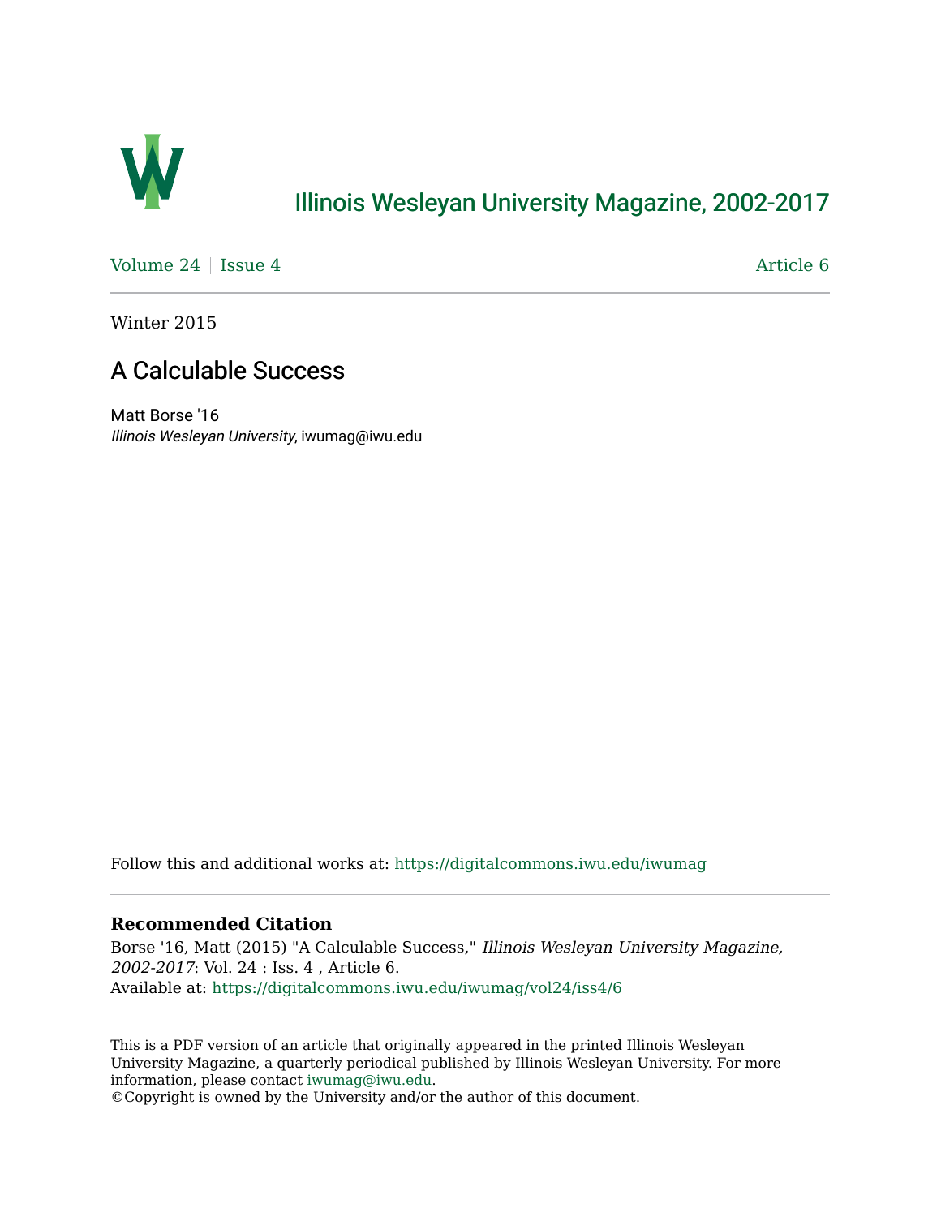# Illinois Wesleyan University Magazine, 2002-2017

Volume 24 | Issue 4

Article 6

Winter 2015

## A Calculable Success

Matt Borse '16
*Illinois Wesleyan University*, iwumag@iwu.edu

Follow this and additional works at: https://digitalcommons.iwu.edu/iwumag

**Recommended Citation**

Borse '16, Matt (2015) "A Calculable Success," *Illinois Wesleyan University Magazine, 2002-2017*: Vol. 24 : Iss. 4 , Article 6.
Available at: https://digitalcommons.iwu.edu/iwumag/vol24/iss4/6

This is a PDF version of an article that originally appeared in the printed Illinois Wesleyan University Magazine, a quarterly periodical published by Illinois Wesleyan University. For more information, please contact iwumag@iwu.edu.
©Copyright is owned by the University and/or the author of this document.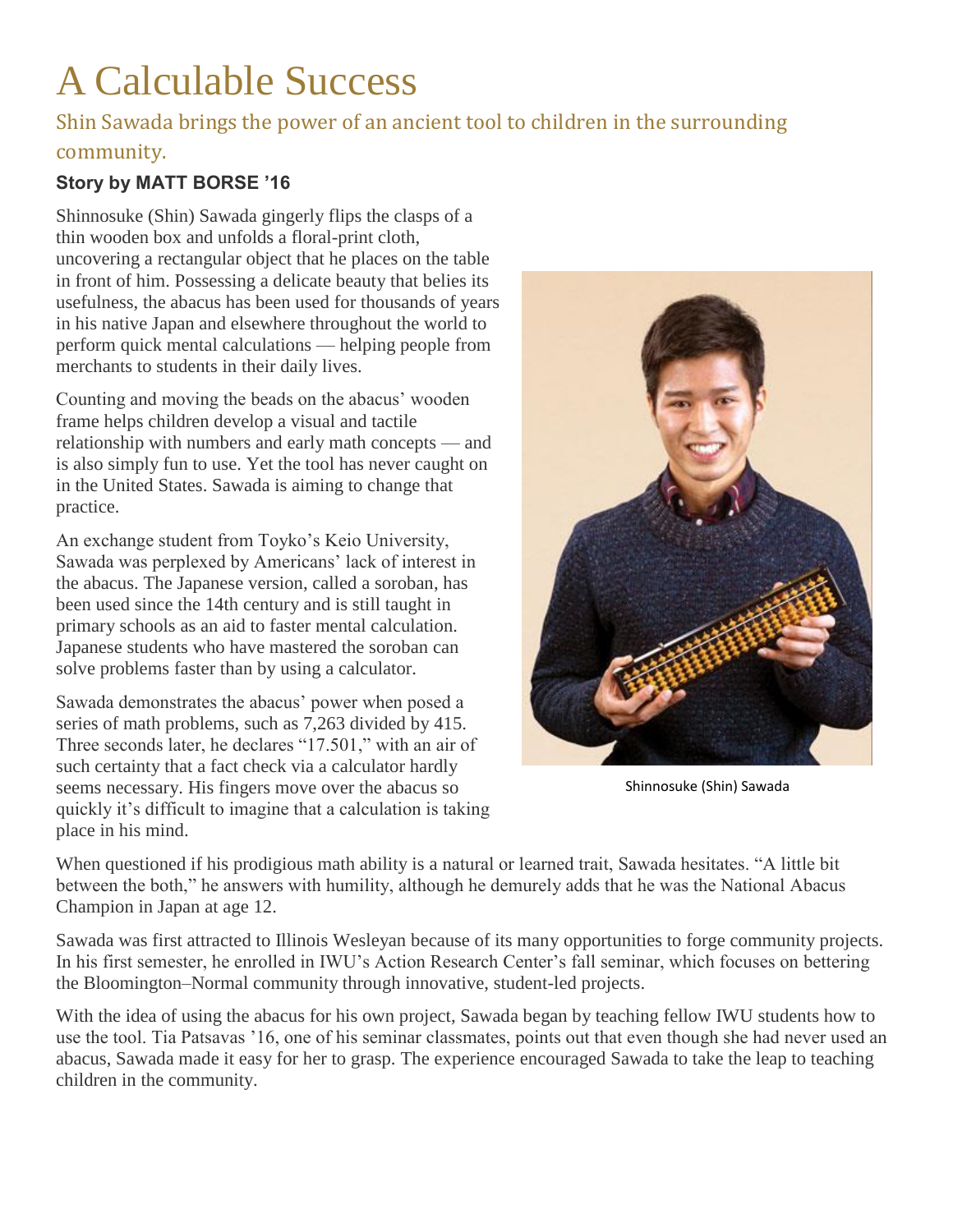# A Calculable Success

## Shin Sawada brings the power of an ancient tool to children in the surrounding community.

**Story by MATT BORSE '16**

Shinnosuke (Shin) Sawada gingerly flips the clasps of a thin wooden box and unfolds a floral-print cloth, uncovering a rectangular object that he places on the table in front of him. Possessing a delicate beauty that belies its usefulness, the abacus has been used for thousands of years in his native Japan and elsewhere throughout the world to perform quick mental calculations — helping people from merchants to students in their daily lives.

Counting and moving the beads on the abacus' wooden frame helps children develop a visual and tactile relationship with numbers and early math concepts — and is also simply fun to use. Yet the tool has never caught on in the United States. Sawada is aiming to change that practice.

An exchange student from Toyko's Keio University, Sawada was perplexed by Americans' lack of interest in the abacus. The Japanese version, called a soroban, has been used since the 14th century and is still taught in primary schools as an aid to faster mental calculation. Japanese students who have mastered the soroban can solve problems faster than by using a calculator.

Sawada demonstrates the abacus' power when posed a series of math problems, such as 7,263 divided by 415. Three seconds later, he declares "17.501," with an air of such certainty that a fact check via a calculator hardly seems necessary. His fingers move over the abacus so quickly it's difficult to imagine that a calculation is taking place in his mind.

Shinnosuke (Shin) Sawada

When questioned if his prodigious math ability is a natural or learned trait, Sawada hesitates. "A little bit between the both," he answers with humility, although he demurely adds that he was the National Abacus Champion in Japan at age 12.

Sawada was first attracted to Illinois Wesleyan because of its many opportunities to forge community projects. In his first semester, he enrolled in IWU's Action Research Center's fall seminar, which focuses on bettering the Bloomington–Normal community through innovative, student-led projects.

With the idea of using the abacus for his own project, Sawada began by teaching fellow IWU students how to use the tool. Tia Patsavas '16, one of his seminar classmates, points out that even though she had never used an abacus, Sawada made it easy for her to grasp. The experience encouraged Sawada to take the leap to teaching children in the community.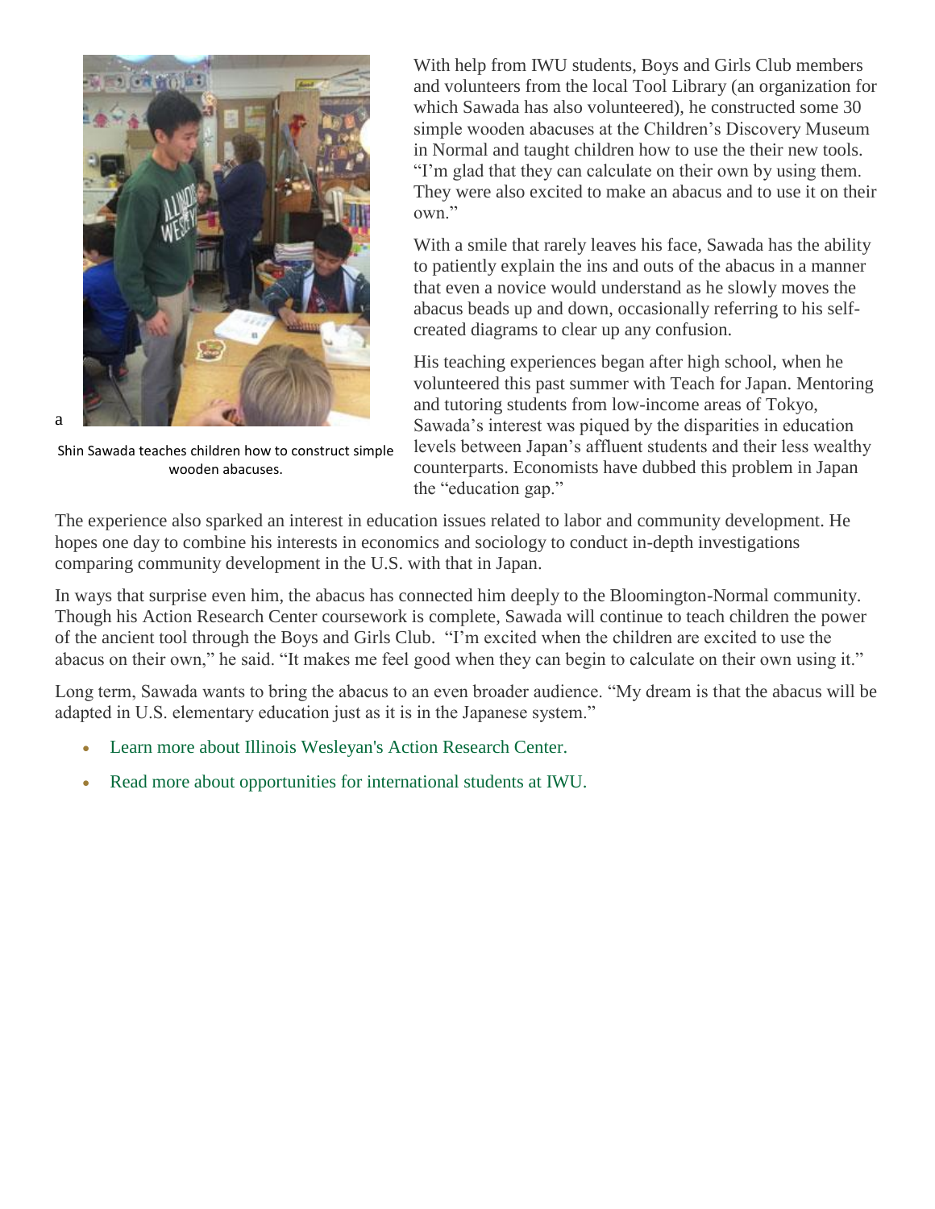a

Shin Sawada teaches children how to construct simple wooden abacuses.

With help from IWU students, Boys and Girls Club members and volunteers from the local Tool Library (an organization for which Sawada has also volunteered), he constructed some 30 simple wooden abacuses at the Children's Discovery Museum in Normal and taught children how to use the their new tools. "I'm glad that they can calculate on their own by using them. They were also excited to make an abacus and to use it on their own."

With a smile that rarely leaves his face, Sawada has the ability to patiently explain the ins and outs of the abacus in a manner that even a novice would understand as he slowly moves the abacus beads up and down, occasionally referring to his self-created diagrams to clear up any confusion.

His teaching experiences began after high school, when he volunteered this past summer with Teach for Japan. Mentoring and tutoring students from low-income areas of Tokyo, Sawada's interest was piqued by the disparities in education levels between Japan's affluent students and their less wealthy counterparts. Economists have dubbed this problem in Japan the "education gap."

The experience also sparked an interest in education issues related to labor and community development. He hopes one day to combine his interests in economics and sociology to conduct in-depth investigations comparing community development in the U.S. with that in Japan.

In ways that surprise even him, the abacus has connected him deeply to the Bloomington-Normal community. Though his Action Research Center coursework is complete, Sawada will continue to teach children the power of the ancient tool through the Boys and Girls Club. "I'm excited when the children are excited to use the abacus on their own," he said. "It makes me feel good when they can begin to calculate on their own using it."

Long term, Sawada wants to bring the abacus to an even broader audience. "My dream is that the abacus will be adapted in U.S. elementary education just as it is in the Japanese system."

- Learn more about Illinois Wesleyan's Action Research Center.
- Read more about opportunities for international students at IWU.